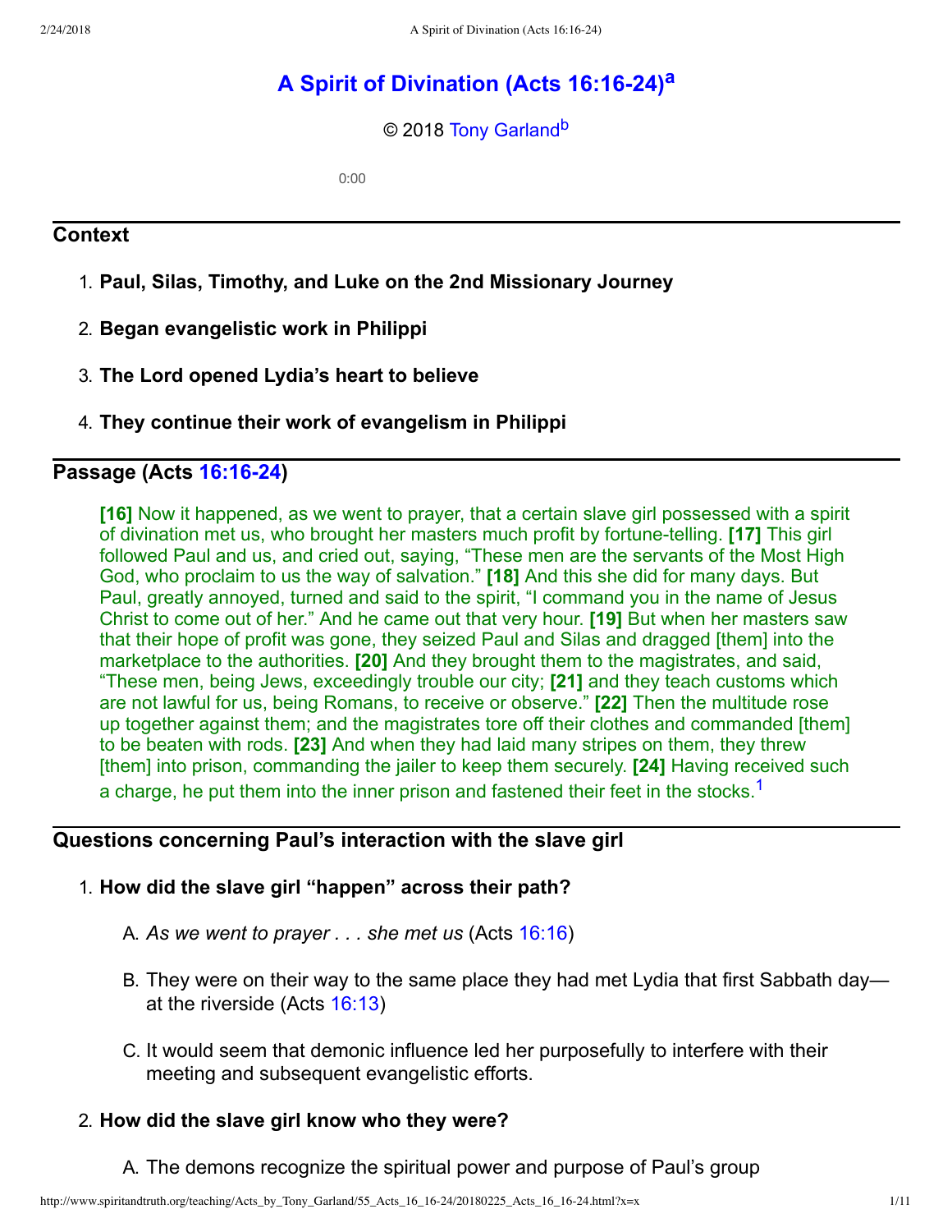# A Spirit of Divination (Acts 16:16-24)[a]

© 2018 Tony Garland[b]

0:00

## Context

1. **Paul, Silas, Timothy, and Luke on the 2nd Missionary Journey**
2. **Began evangelistic work in Philippi**
3. **The Lord opened Lydia's heart to believe**
4. **They continue their work of evangelism in Philippi**

## Passage (Acts 16:16-24)

> **[16]** Now it happened, as we went to prayer, that a certain slave girl possessed with a spirit of divination met us, who brought her masters much profit by fortune-telling. **[17]** This girl followed Paul and us, and cried out, saying, "These men are the servants of the Most High God, who proclaim to us the way of salvation." **[18]** And this she did for many days. But Paul, greatly annoyed, turned and said to the spirit, "I command you in the name of Jesus Christ to come out of her." And he came out that very hour. **[19]** But when her masters saw that their hope of profit was gone, they seized Paul and Silas and dragged [them] into the marketplace to the authorities. **[20]** And they brought them to the magistrates, and said, "These men, being Jews, exceedingly trouble our city; **[21]** and they teach customs which are not lawful for us, being Romans, to receive or observe." **[22]** Then the multitude rose up together against them; and the magistrates tore off their clothes and commanded [them] to be beaten with rods. **[23]** And when they had laid many stripes on them, they threw [them] into prison, commanding the jailer to keep them securely. **[24]** Having received such a charge, he put them into the inner prison and fastened their feet in the stocks.[1]

## Questions concerning Paul's interaction with the slave girl

1. **How did the slave girl "happen" across their path?**
   - A. *As we went to prayer . . . she met us* (Acts 16:16)
   - B. They were on their way to the same place they had met Lydia that first Sabbath day—at the riverside (Acts 16:13)
   - C. It would seem that demonic influence led her purposefully to interfere with their meeting and subsequent evangelistic efforts.
2. **How did the slave girl know who they were?**
   - A. The demons recognize the spiritual power and purpose of Paul's group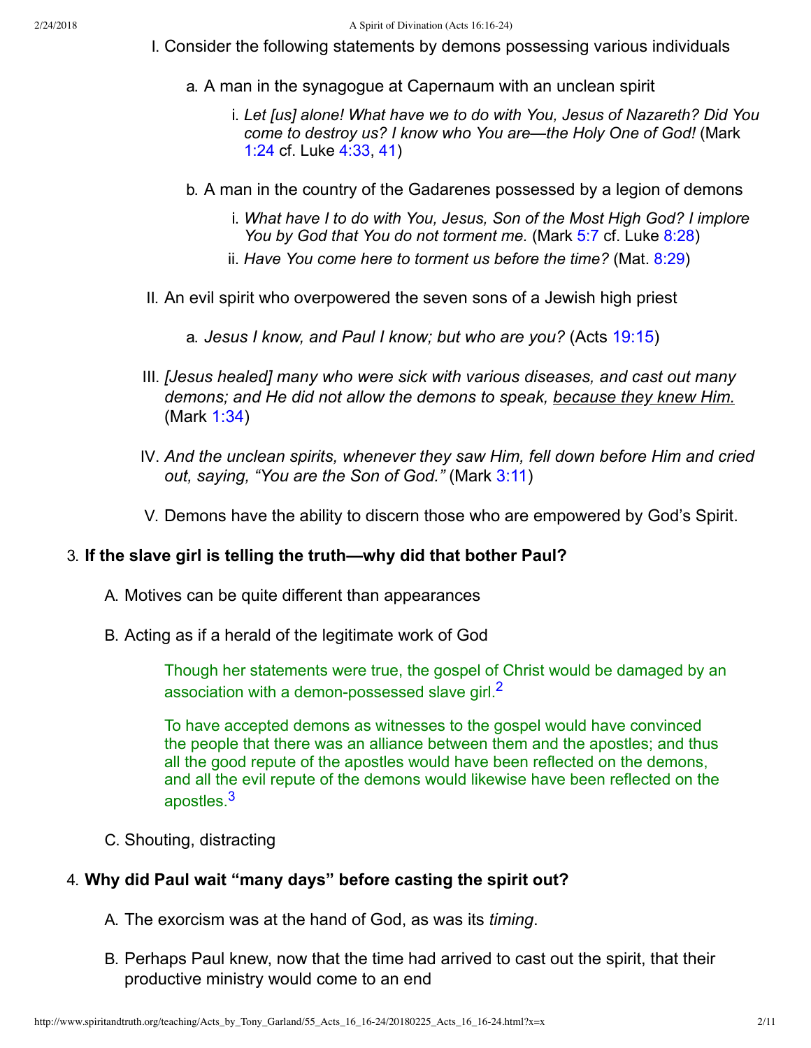I. Consider the following statements by demons possessing various individuals

   a. A man in the synagogue at Capernaum with an unclean spirit

      i. *Let [us] alone! What have we to do with You, Jesus of Nazareth? Did You come to destroy us? I know who You are—the Holy One of God!* (Mark 1:24 cf. Luke 4:33, 41)

   b. A man in the country of the Gadarenes possessed by a legion of demons

      i. *What have I to do with You, Jesus, Son of the Most High God? I implore You by God that You do not torment me.* (Mark 5:7 cf. Luke 8:28)
      ii. *Have You come here to torment us before the time?* (Mat. 8:29)

II. An evil spirit who overpowered the seven sons of a Jewish high priest

   a. *Jesus I know, and Paul I know; but who are you?* (Acts 19:15)

III. *[Jesus healed] many who were sick with various diseases, and cast out many demons; and He did not allow the demons to speak, <u>because they knew Him.</u>* (Mark 1:34)

IV. *And the unclean spirits, whenever they saw Him, fell down before Him and cried out, saying, "You are the Son of God."* (Mark 3:11)

V. Demons have the ability to discern those who are empowered by God's Spirit.

### 3. If the slave girl is telling the truth—why did that bother Paul?

A. Motives can be quite different than appearances

B. Acting as if a herald of the legitimate work of God

> Though her statements were true, the gospel of Christ would be damaged by an association with a demon-possessed slave girl.[2]
>
> To have accepted demons as witnesses to the gospel would have convinced the people that there was an alliance between them and the apostles; and thus all the good repute of the apostles would have been reflected on the demons, and all the evil repute of the demons would likewise have been reflected on the apostles.[3]

C. Shouting, distracting

### 4. Why did Paul wait "many days" before casting the spirit out?

A. The exorcism was at the hand of God, as was its *timing*.

B. Perhaps Paul knew, now that the time had arrived to cast out the spirit, that their productive ministry would come to an end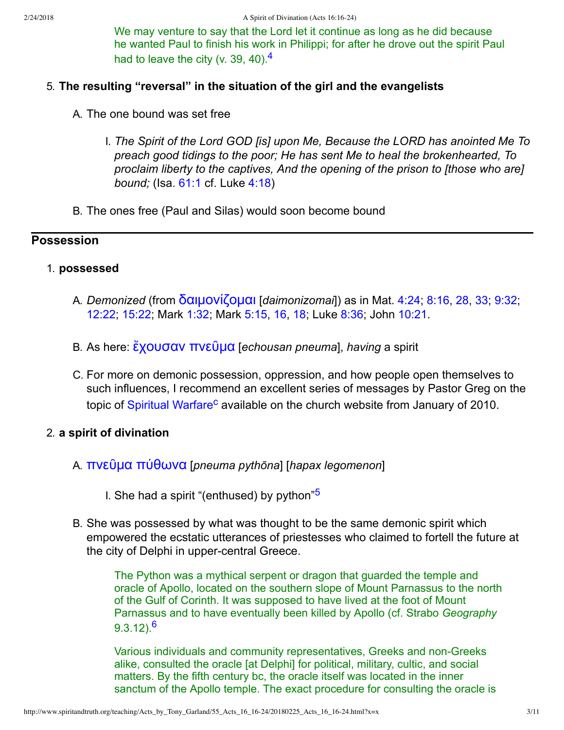> We may venture to say that the Lord let it continue as long as he did because he wanted Paul to finish his work in Philippi; for after he drove out the spirit Paul had to leave the city (v. 39, 40).[4]

5. **The resulting "reversal" in the situation of the girl and the evangelists**
   - A. The one bound was set free
     - I. *The Spirit of the Lord GOD [is] upon Me, Because the LORD has anointed Me To preach good tidings to the poor; He has sent Me to heal the brokenhearted, To proclaim liberty to the captives, And the opening of the prison to [those who are] bound;* (Isa. 61:1 cf. Luke 4:18)
   - B. The ones free (Paul and Silas) would soon become bound

---

## Possession

1. **possessed**
   - A. *Demonized* (from δαιμονίζομαι [*daimonizomai*]) as in Mat. 4:24; 8:16, 28, 33; 9:32; 12:22; 15:22; Mark 1:32; Mark 5:15, 16, 18; Luke 8:36; John 10:21.
   - B. As here: ἔχουσαν πνεῦμα [*echousan pneuma*], *having* a spirit
   - C. For more on demonic possession, oppression, and how people open themselves to such influences, I recommend an excellent series of messages by Pastor Greg on the topic of Spiritual Warfare[c] available on the church website from January of 2010.

2. **a spirit of divination**
   - A. πνεῦμα πύθωνα [*pneuma pythōna*] [*hapax legomenon*]
     - I. She had a spirit "(enthused) by python"[5]
   - B. She was possessed by what was thought to be the same demonic spirit which empowered the ecstatic utterances of priestesses who claimed to fortell the future at the city of Delphi in upper-central Greece.

> The Python was a mythical serpent or dragon that guarded the temple and oracle of Apollo, located on the southern slope of Mount Parnassus to the north of the Gulf of Corinth. It was supposed to have lived at the foot of Mount Parnassus and to have eventually been killed by Apollo (cf. Strabo *Geography* 9.3.12).[6]

> Various individuals and community representatives, Greeks and non-Greeks alike, consulted the oracle [at Delphi] for political, military, cultic, and social matters. By the fifth century bc, the oracle itself was located in the inner sanctum of the Apollo temple. The exact procedure for consulting the oracle is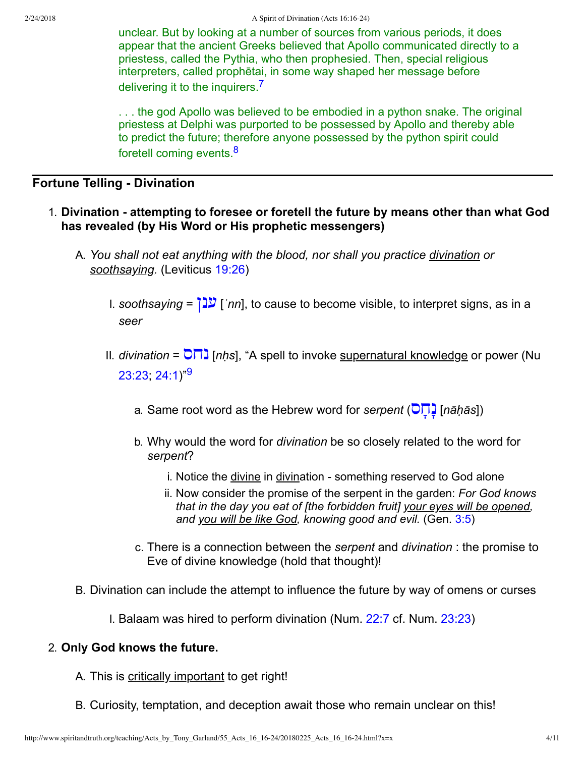unclear. But by looking at a number of sources from various periods, it does appear that the ancient Greeks believed that Apollo communicated directly to a priestess, called the Pythia, who then prophesied. Then, special religious interpreters, called prophētai, in some way shaped her message before delivering it to the inquirers.[7]

. . . the god Apollo was believed to be embodied in a python snake. The original priestess at Delphi was purported to be possessed by Apollo and thereby able to predict the future; therefore anyone possessed by the python spirit could foretell coming events.[8]

## Fortune Telling - Divination

1. **Divination - attempting to foresee or foretell the future by means other than what God has revealed (by His Word or His prophetic messengers)**

   A. *You shall not eat anything with the blood, nor shall you practice <u>divination</u> or <u>soothsaying</u>.* (Leviticus 19:26)

      I. *soothsaying* = ענן [*ʿnn*], to cause to become visible, to interpret signs, as in a *seer*

      II. *divination* = נחס [*nḥs*], "A spell to invoke <u>supernatural knowledge</u> or power (Nu 23:23; 24:1)"[9]

         a. Same root word as the Hebrew word for *serpent* (נָחָס [*nāḥās*])

         b. Why would the word for *divination* be so closely related to the word for *serpent*?

            i. Notice the <u>divine</u> in <u>divin</u>ation - something reserved to God alone

            ii. Now consider the promise of the serpent in the garden: *For God knows that in the day you eat of [the forbidden fruit] <u>your eyes will be opened</u>, and <u>you will be like God</u>, knowing good and evil.* (Gen. 3:5)

         c. There is a connection between the *serpent* and *divination* : the promise to Eve of divine knowledge (hold that thought)!

   B. Divination can include the attempt to influence the future by way of omens or curses

      I. Balaam was hired to perform divination (Num. 22:7 cf. Num. 23:23)

2. **Only God knows the future.**

   A. This is <u>critically important</u> to get right!

   B. Curiosity, temptation, and deception await those who remain unclear on this!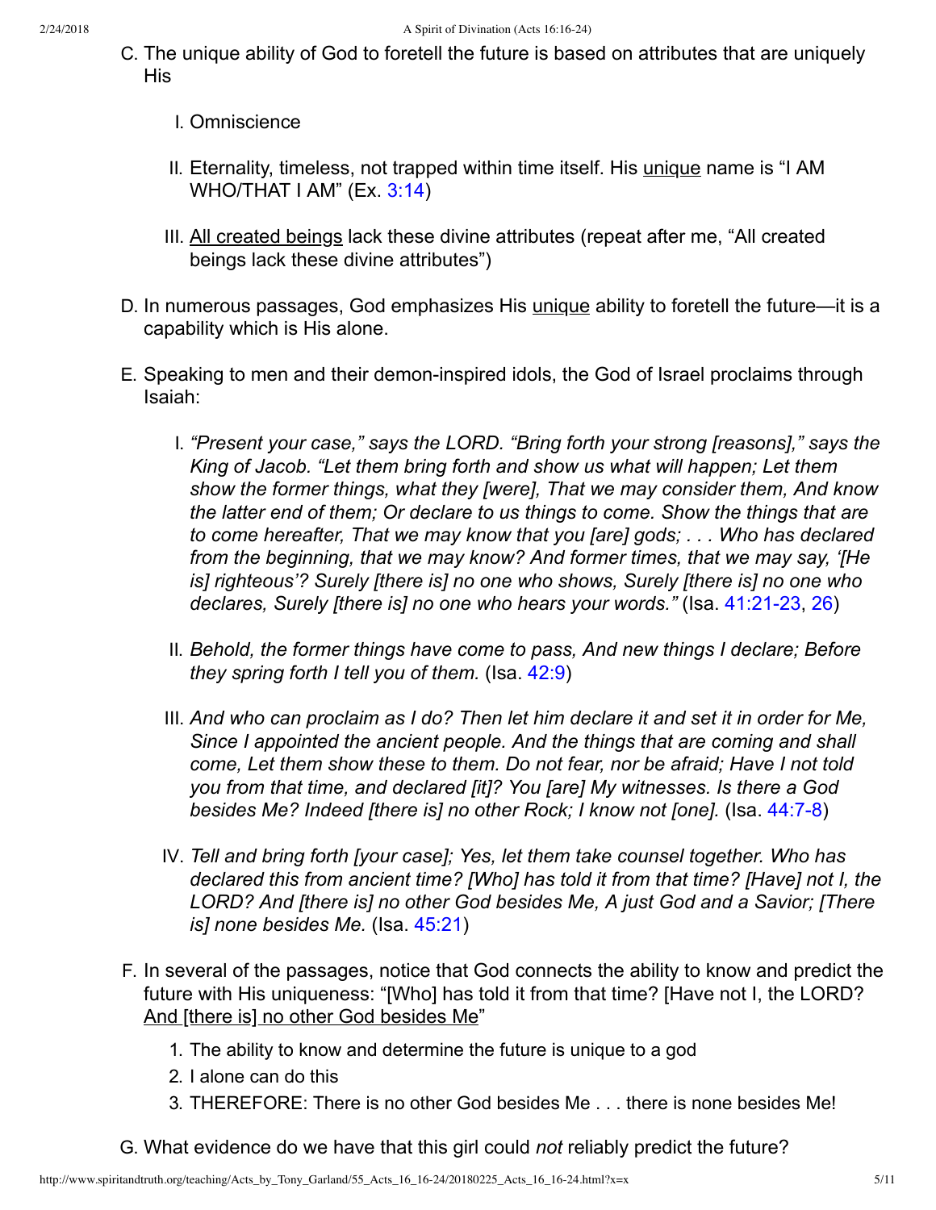C. The unique ability of God to foretell the future is based on attributes that are uniquely His

   I. Omniscience

   II. Eternality, timeless, not trapped within time itself. His <u>unique</u> name is "I AM WHO/THAT I AM" (Ex. 3:14)

   III. <u>All created beings</u> lack these divine attributes (repeat after me, "All created beings lack these divine attributes")

D. In numerous passages, God emphasizes His <u>unique</u> ability to foretell the future—it is a capability which is His alone.

E. Speaking to men and their demon-inspired idols, the God of Israel proclaims through Isaiah:

   I. *"Present your case," says the LORD. "Bring forth your strong [reasons]," says the King of Jacob. "Let them bring forth and show us what will happen; Let them show the former things, what they [were], That we may consider them, And know the latter end of them; Or declare to us things to come. Show the things that are to come hereafter, That we may know that you [are] gods; . . . Who has declared from the beginning, that we may know? And former times, that we may say, '[He is] righteous'? Surely [there is] no one who shows, Surely [there is] no one who declares, Surely [there is] no one who hears your words."* (Isa. 41:21-23, 26)

   II. *Behold, the former things have come to pass, And new things I declare; Before they spring forth I tell you of them.* (Isa. 42:9)

   III. *And who can proclaim as I do? Then let him declare it and set it in order for Me, Since I appointed the ancient people. And the things that are coming and shall come, Let them show these to them. Do not fear, nor be afraid; Have I not told you from that time, and declared [it]? You [are] My witnesses. Is there a God besides Me? Indeed [there is] no other Rock; I know not [one].* (Isa. 44:7-8)

   IV. *Tell and bring forth [your case]; Yes, let them take counsel together. Who has declared this from ancient time? [Who] has told it from that time? [Have] not I, the LORD? And [there is] no other God besides Me, A just God and a Savior; [There is] none besides Me.* (Isa. 45:21)

F. In several of the passages, notice that God connects the ability to know and predict the future with His uniqueness: "[Who] has told it from that time? [Have not I, the LORD? <u>And [there is] no other God besides Me</u>"

   1. The ability to know and determine the future is unique to a god
   2. I alone can do this
   3. THEREFORE: There is no other God besides Me . . . there is none besides Me!

G. What evidence do we have that this girl could *not* reliably predict the future?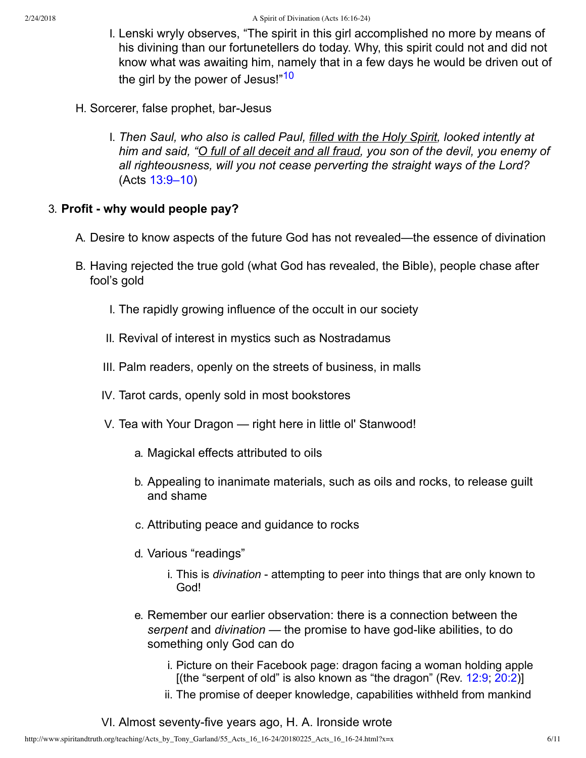I. Lenski wryly observes, "The spirit in this girl accomplished no more by means of his divining than our fortunetellers do today. Why, this spirit could not and did not know what was awaiting him, namely that in a few days he would be driven out of the girl by the power of Jesus!"[10]

H. Sorcerer, false prophet, bar-Jesus

I. *Then Saul, who also is called Paul, filled with the Holy Spirit, looked intently at him and said, "O full of all deceit and all fraud, you son of the devil, you enemy of all righteousness, will you not cease perverting the straight ways of the Lord?* (Acts 13:9–10)

3. **Profit - why would people pay?**

A. Desire to know aspects of the future God has not revealed—the essence of divination

B. Having rejected the true gold (what God has revealed, the Bible), people chase after fool's gold

I. The rapidly growing influence of the occult in our society

II. Revival of interest in mystics such as Nostradamus

III. Palm readers, openly on the streets of business, in malls

IV. Tarot cards, openly sold in most bookstores

V. Tea with Your Dragon — right here in little ol' Stanwood!

a. Magickal effects attributed to oils

b. Appealing to inanimate materials, such as oils and rocks, to release guilt and shame

c. Attributing peace and guidance to rocks

d. Various "readings"

i. This is *divination* - attempting to peer into things that are only known to God!

e. Remember our earlier observation: there is a connection between the *serpent* and *divination* — the promise to have god-like abilities, to do something only God can do

i. Picture on their Facebook page: dragon facing a woman holding apple [(the "serpent of old" is also known as "the dragon" (Rev. 12:9; 20:2)]

ii. The promise of deeper knowledge, capabilities withheld from mankind

VI. Almost seventy-five years ago, H. A. Ironside wrote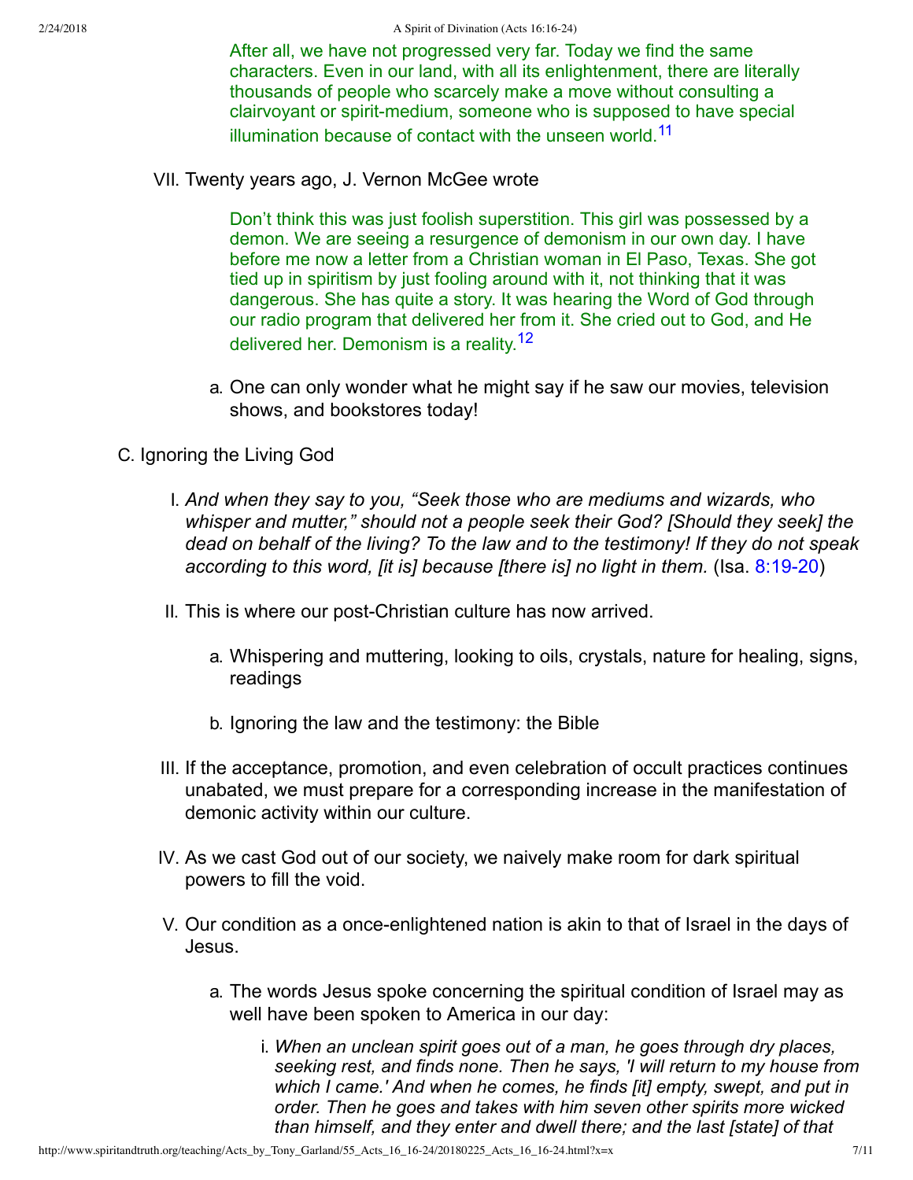> After all, we have not progressed very far. Today we find the same characters. Even in our land, with all its enlightenment, there are literally thousands of people who scarcely make a move without consulting a clairvoyant or spirit-medium, someone who is supposed to have special illumination because of contact with the unseen world.[11]

VII. Twenty years ago, J. Vernon McGee wrote

> Don't think this was just foolish superstition. This girl was possessed by a demon. We are seeing a resurgence of demonism in our own day. I have before me now a letter from a Christian woman in El Paso, Texas. She got tied up in spiritism by just fooling around with it, not thinking that it was dangerous. She has quite a story. It was hearing the Word of God through our radio program that delivered her from it. She cried out to God, and He delivered her. Demonism is a reality.[12]

   a. One can only wonder what he might say if he saw our movies, television shows, and bookstores today!

C. Ignoring the Living God

   I. *And when they say to you, "Seek those who are mediums and wizards, who whisper and mutter," should not a people seek their God? [Should they seek] the dead on behalf of the living? To the law and to the testimony! If they do not speak according to this word, [it is] because [there is] no light in them.* (Isa. 8:19-20)

   II. This is where our post-Christian culture has now arrived.

      a. Whispering and muttering, looking to oils, crystals, nature for healing, signs, readings

      b. Ignoring the law and the testimony: the Bible

   III. If the acceptance, promotion, and even celebration of occult practices continues unabated, we must prepare for a corresponding increase in the manifestation of demonic activity within our culture.

   IV. As we cast God out of our society, we naively make room for dark spiritual powers to fill the void.

   V. Our condition as a once-enlightened nation is akin to that of Israel in the days of Jesus.

      a. The words Jesus spoke concerning the spiritual condition of Israel may as well have been spoken to America in our day:

         i. *When an unclean spirit goes out of a man, he goes through dry places, seeking rest, and finds none. Then he says, 'I will return to my house from which I came.' And when he comes, he finds [it] empty, swept, and put in order. Then he goes and takes with him seven other spirits more wicked than himself, and they enter and dwell there; and the last [state] of that*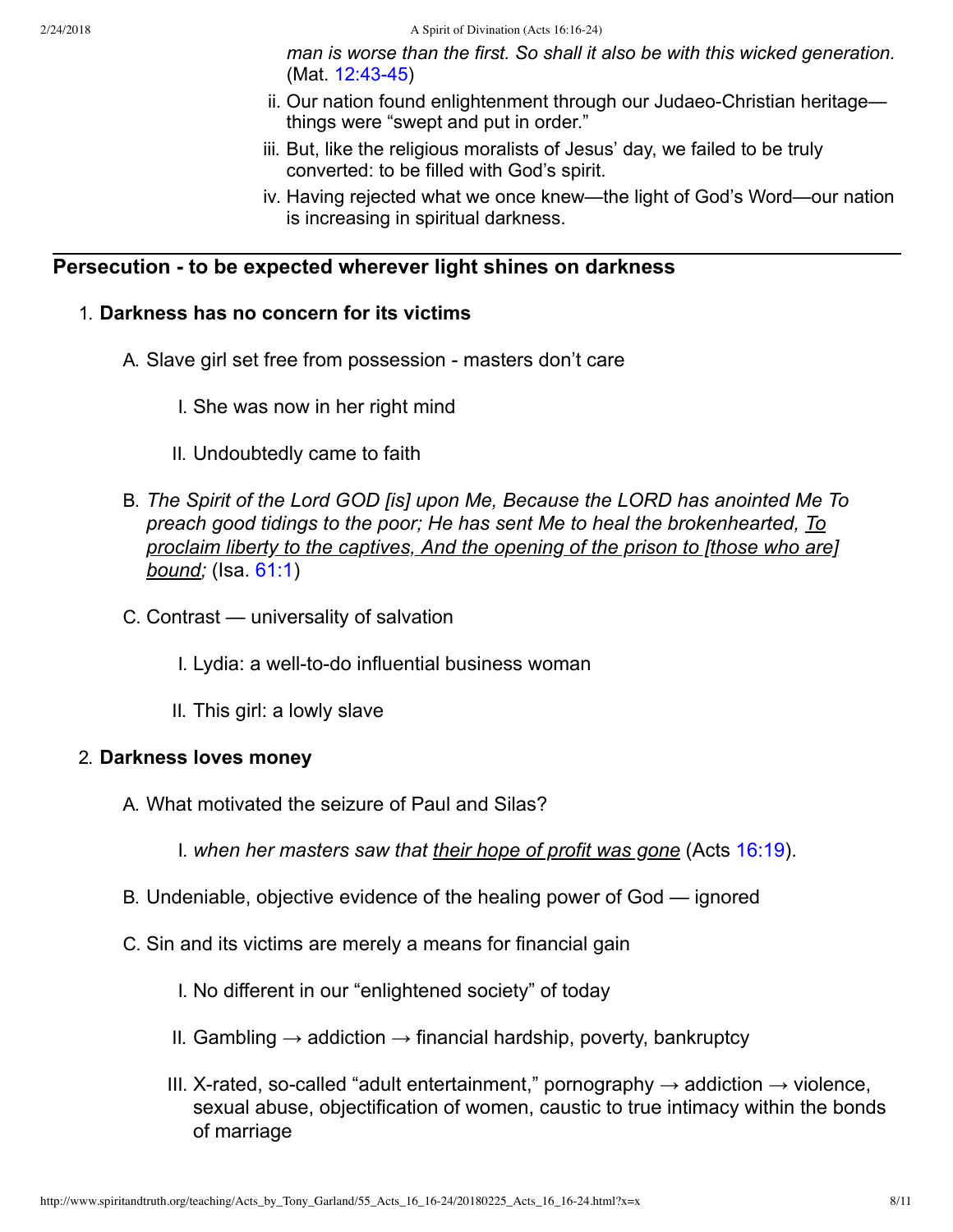*man is worse than the first. So shall it also be with this wicked generation.* (Mat. 12:43-45)

ii. Our nation found enlightenment through our Judaeo-Christian heritage—things were "swept and put in order."
iii. But, like the religious moralists of Jesus' day, we failed to be truly converted: to be filled with God's spirit.
iv. Having rejected what we once knew—the light of God's Word—our nation is increasing in spiritual darkness.

---

## Persecution - to be expected wherever light shines on darkness

1. **Darkness has no concern for its victims**

   A. Slave girl set free from possession - masters don't care

      I. She was now in her right mind

      II. Undoubtedly came to faith

   B. *The Spirit of the Lord GOD [is] upon Me, Because the LORD has anointed Me To preach good tidings to the poor; He has sent Me to heal the brokenhearted, <u>To proclaim liberty to the captives, And the opening of the prison to [those who are] bound</u>;* (Isa. 61:1)

   C. Contrast — universality of salvation

      I. Lydia: a well-to-do influential business woman

      II. This girl: a lowly slave

2. **Darkness loves money**

   A. What motivated the seizure of Paul and Silas?

      I. *when her masters saw that <u>their hope of profit was gone</u>* (Acts 16:19).

   B. Undeniable, objective evidence of the healing power of God — ignored

   C. Sin and its victims are merely a means for financial gain

      I. No different in our "enlightened society" of today

      II. Gambling → addiction → financial hardship, poverty, bankruptcy

      III. X-rated, so-called "adult entertainment," pornography → addiction → violence, sexual abuse, objectification of women, caustic to true intimacy within the bonds of marriage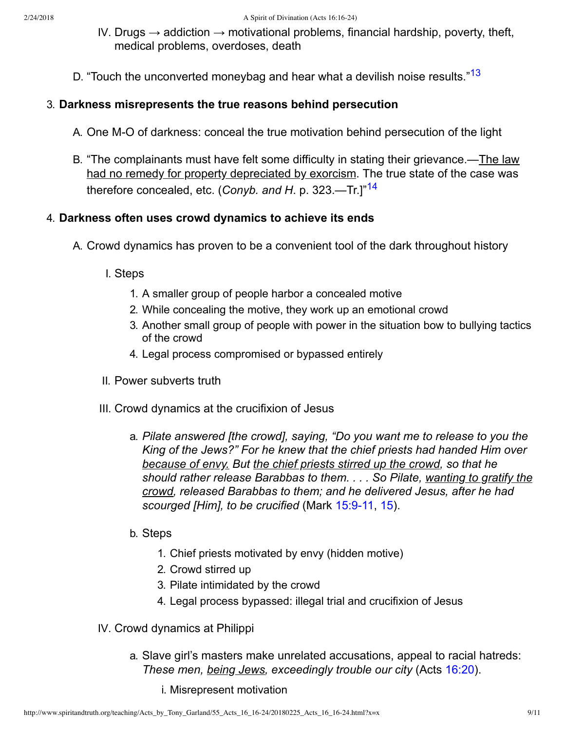IV. Drugs → addiction → motivational problems, financial hardship, poverty, theft, medical problems, overdoses, death

D. "Touch the unconverted moneybag and hear what a devilish noise results."[13]

3. **Darkness misrepresents the true reasons behind persecution**

   A. One M-O of darkness: conceal the true motivation behind persecution of the light

   B. "The complainants must have felt some difficulty in stating their grievance.—<u>The law had no remedy for property depreciated by exorcism</u>. The true state of the case was therefore concealed, etc. (*Conyb. and H*. p. 323.—Tr.]"[14]

4. **Darkness often uses crowd dynamics to achieve its ends**

   A. Crowd dynamics has proven to be a convenient tool of the dark throughout history

      I. Steps

         1. A smaller group of people harbor a concealed motive
         2. While concealing the motive, they work up an emotional crowd
         3. Another small group of people with power in the situation bow to bullying tactics of the crowd
         4. Legal process compromised or bypassed entirely

      II. Power subverts truth

      III. Crowd dynamics at the crucifixion of Jesus

         a. *Pilate answered [the crowd], saying, "Do you want me to release to you the King of the Jews?" For he knew that the chief priests had handed Him over <u>because of envy.</u> But <u>the chief priests stirred up the crowd</u>, so that he should rather release Barabbas to them. . . . So Pilate, <u>wanting to gratify the crowd</u>, released Barabbas to them; and he delivered Jesus, after he had scourged [Him], to be crucified* (Mark 15:9-11, 15).

         b. Steps

            1. Chief priests motivated by envy (hidden motive)
            2. Crowd stirred up
            3. Pilate intimidated by the crowd
            4. Legal process bypassed: illegal trial and crucifixion of Jesus

      IV. Crowd dynamics at Philippi

         a. Slave girl's masters make unrelated accusations, appeal to racial hatreds: *These men, <u>being Jews</u>, exceedingly trouble our city* (Acts 16:20).

            i. Misrepresent motivation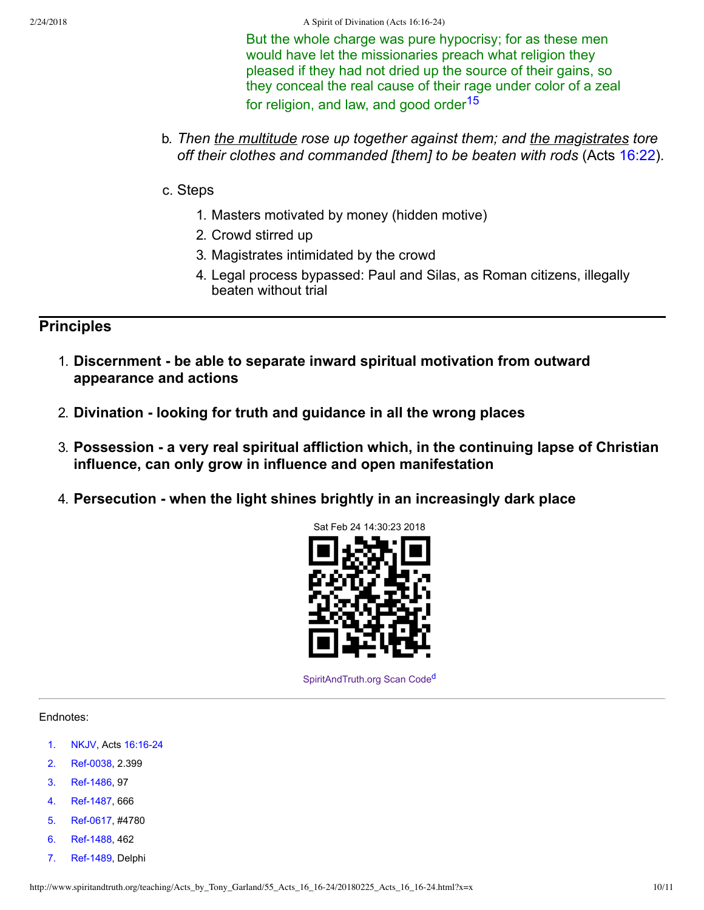But the whole charge was pure hypocrisy; for as these men would have let the missionaries preach what religion they pleased if they had not dried up the source of their gains, so they conceal the real cause of their rage under color of a zeal for religion, and law, and good order[15]

b. *Then the multitude rose up together against them; and the magistrates tore off their clothes and commanded [them] to be beaten with rods* (Acts 16:22).

c. Steps

1. Masters motivated by money (hidden motive)
2. Crowd stirred up
3. Magistrates intimidated by the crowd
4. Legal process bypassed: Paul and Silas, as Roman citizens, illegally beaten without trial

## Principles

1. **Discernment - be able to separate inward spiritual motivation from outward appearance and actions**

2. **Divination - looking for truth and guidance in all the wrong places**

3. **Possession - a very real spiritual affliction which, in the continuing lapse of Christian influence, can only grow in influence and open manifestation**

4. **Persecution - when the light shines brightly in an increasingly dark place**

Sat Feb 24 14:30:23 2018

SpiritAndTruth.org Scan Code[d]

---

Endnotes:

1. NKJV, Acts 16:16-24
2. Ref-0038, 2.399
3. Ref-1486, 97
4. Ref-1487, 666
5. Ref-0617, #4780
6. Ref-1488, 462
7. Ref-1489, Delphi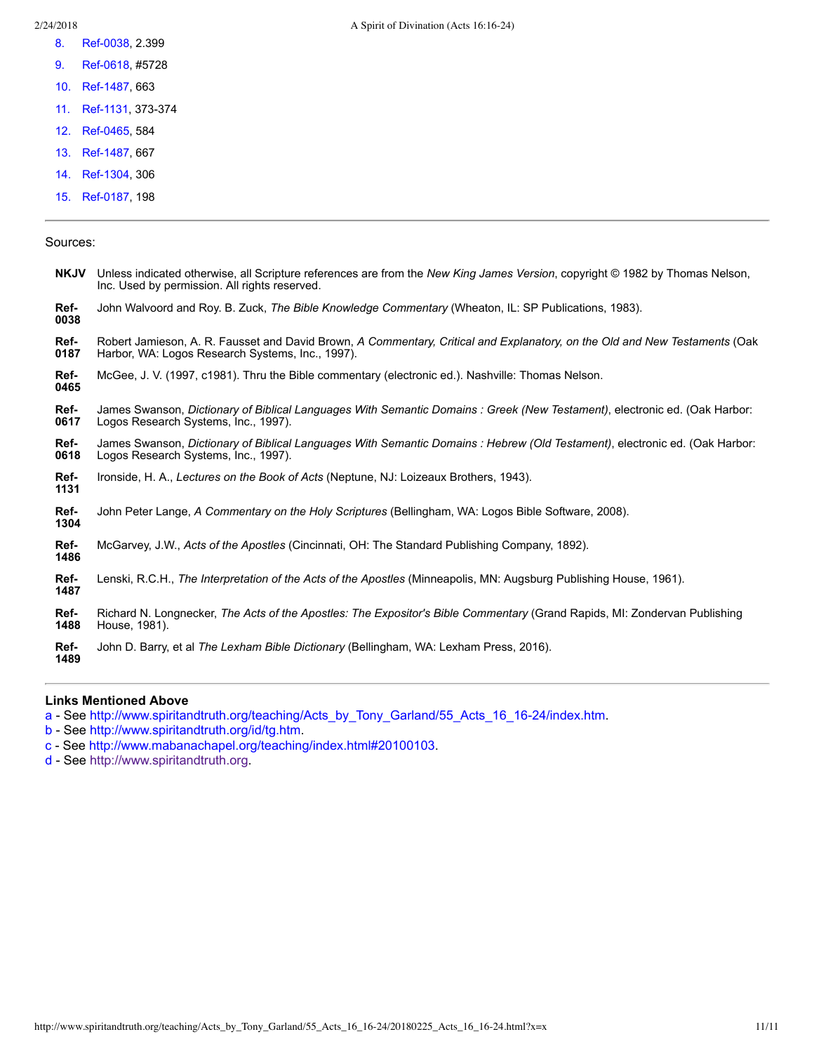8. Ref-0038, 2.399
9. Ref-0618, #5728
10. Ref-1487, 663
11. Ref-1131, 373-374
12. Ref-0465, 584
13. Ref-1487, 667
14. Ref-1304, 306
15. Ref-0187, 198

---

Sources:

| | |
|---|---|
| **NKJV** | Unless indicated otherwise, all Scripture references are from the *New King James Version*, copyright © 1982 by Thomas Nelson, Inc. Used by permission. All rights reserved. |
| **Ref-0038** | John Walvoord and Roy. B. Zuck, *The Bible Knowledge Commentary* (Wheaton, IL: SP Publications, 1983). |
| **Ref-0187** | Robert Jamieson, A. R. Fausset and David Brown, *A Commentary, Critical and Explanatory, on the Old and New Testaments* (Oak Harbor, WA: Logos Research Systems, Inc., 1997). |
| **Ref-0465** | McGee, J. V. (1997, c1981). Thru the Bible commentary (electronic ed.). Nashville: Thomas Nelson. |
| **Ref-0617** | James Swanson, *Dictionary of Biblical Languages With Semantic Domains : Greek (New Testament)*, electronic ed. (Oak Harbor: Logos Research Systems, Inc., 1997). |
| **Ref-0618** | James Swanson, *Dictionary of Biblical Languages With Semantic Domains : Hebrew (Old Testament)*, electronic ed. (Oak Harbor: Logos Research Systems, Inc., 1997). |
| **Ref-1131** | Ironside, H. A., *Lectures on the Book of Acts* (Neptune, NJ: Loizeaux Brothers, 1943). |
| **Ref-1304** | John Peter Lange, *A Commentary on the Holy Scriptures* (Bellingham, WA: Logos Bible Software, 2008). |
| **Ref-1486** | McGarvey, J.W., *Acts of the Apostles* (Cincinnati, OH: The Standard Publishing Company, 1892). |
| **Ref-1487** | Lenski, R.C.H., *The Interpretation of the Acts of the Apostles* (Minneapolis, MN: Augsburg Publishing House, 1961). |
| **Ref-1488** | Richard N. Longnecker, *The Acts of the Apostles: The Expositor's Bible Commentary* (Grand Rapids, MI: Zondervan Publishing House, 1981). |
| **Ref-1489** | John D. Barry, et al *The Lexham Bible Dictionary* (Bellingham, WA: Lexham Press, 2016). |

---

**Links Mentioned Above**

a - See http://www.spiritandtruth.org/teaching/Acts_by_Tony_Garland/55_Acts_16_16-24/index.htm.
b - See http://www.spiritandtruth.org/id/tg.htm.
c - See http://www.mabanachapel.org/teaching/index.html#20100103.
d - See http://www.spiritandtruth.org.